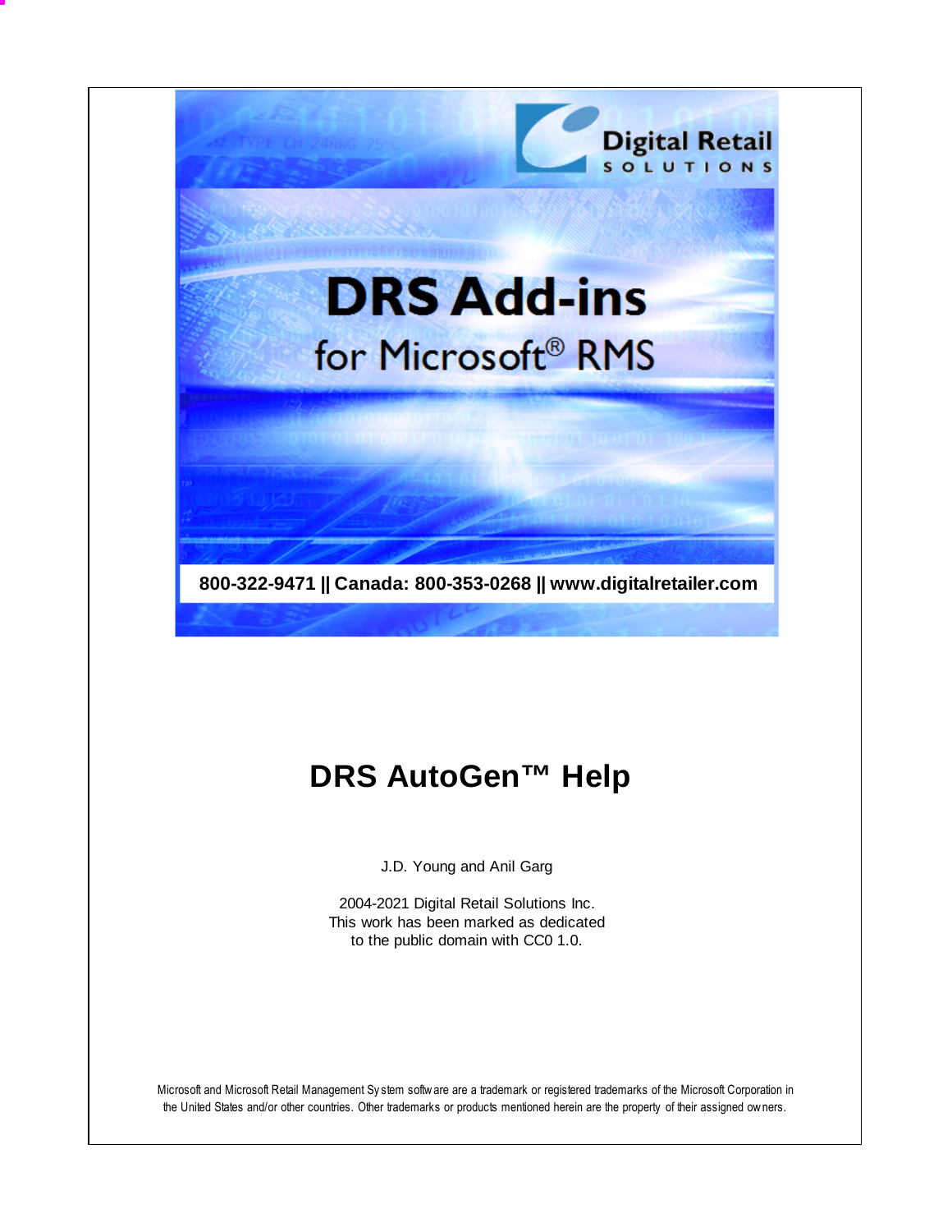Digital Retail SOLUTIONS

# DRS Add-ins

for Microsoft® RMS

**800-322-9471 || Canada: 800-353-0268 || www.digitalretailer.com**

# DRS AutoGen™ Help

J.D. Young and Anil Garg

2004-2021 Digital Retail Solutions Inc.
This work has been marked as dedicated
to the public domain with CC0 1.0.

Microsoft and Microsoft Retail Management System software are a trademark or registered trademarks of the Microsoft Corporation in the United States and/or other countries. Other trademarks or products mentioned herein are the property of their assigned owners.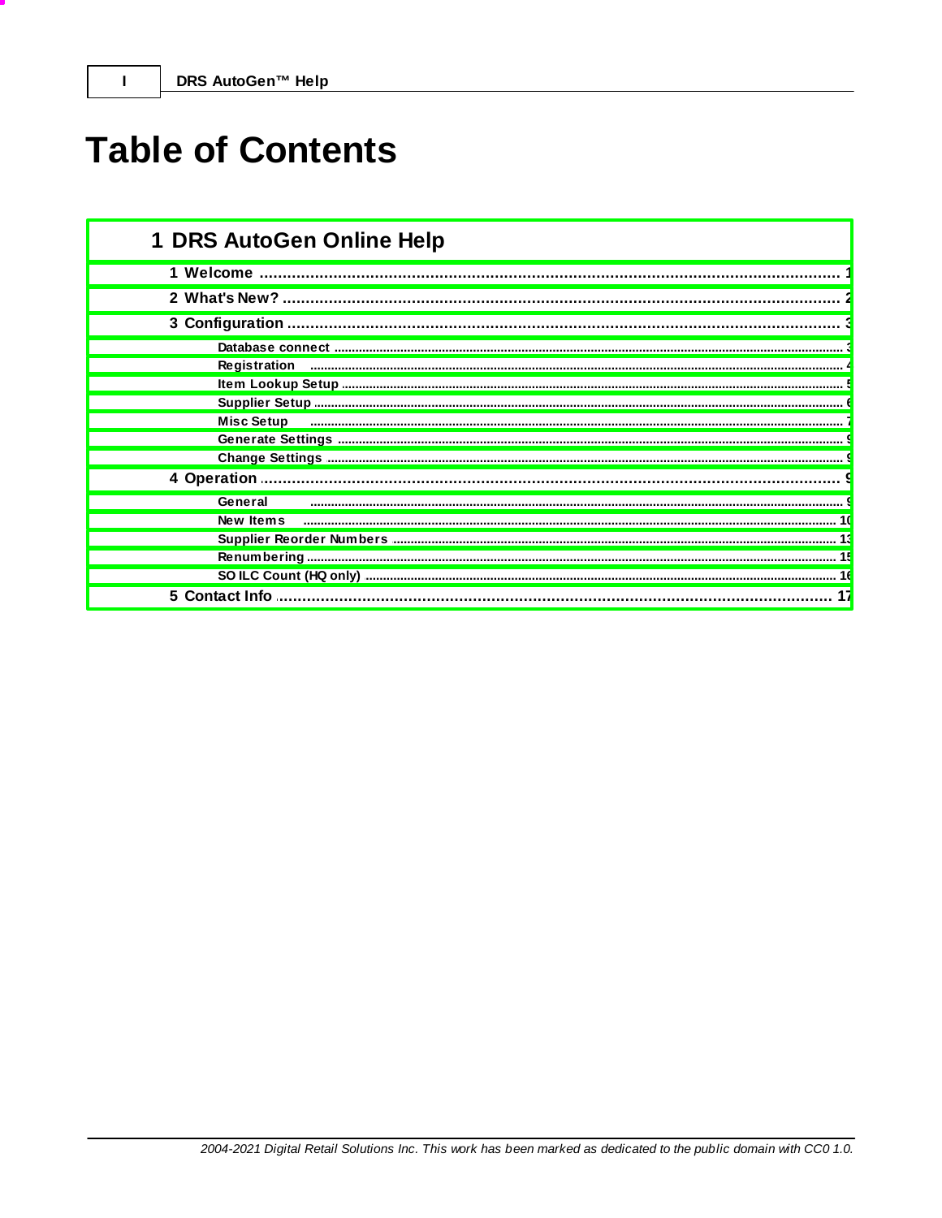# Table of Contents

## 1 DRS AutoGen Online Help

- 1 Welcome ........ 1
- 2 What's New? ........ 2
- 3 Configuration ........ 3
  - Database connect ........ 3
  - Registration ........ 4
  - Item Lookup Setup ........ 5
  - Supplier Setup ........ 6
  - Misc Setup ........ 7
  - Generate Settings ........ 9
  - Change Settings ........ 9
- 4 Operation ........ 9
  - General ........ 9
  - New Items ........ 10
  - Supplier Reorder Numbers ........ 13
  - Renumbering ........ 15
  - SO ILC Count (HQ only) ........ 16
- 5 Contact Info ........ 17

*2004-2021 Digital Retail Solutions Inc. This work has been marked as dedicated to the public domain with CC0 1.0.*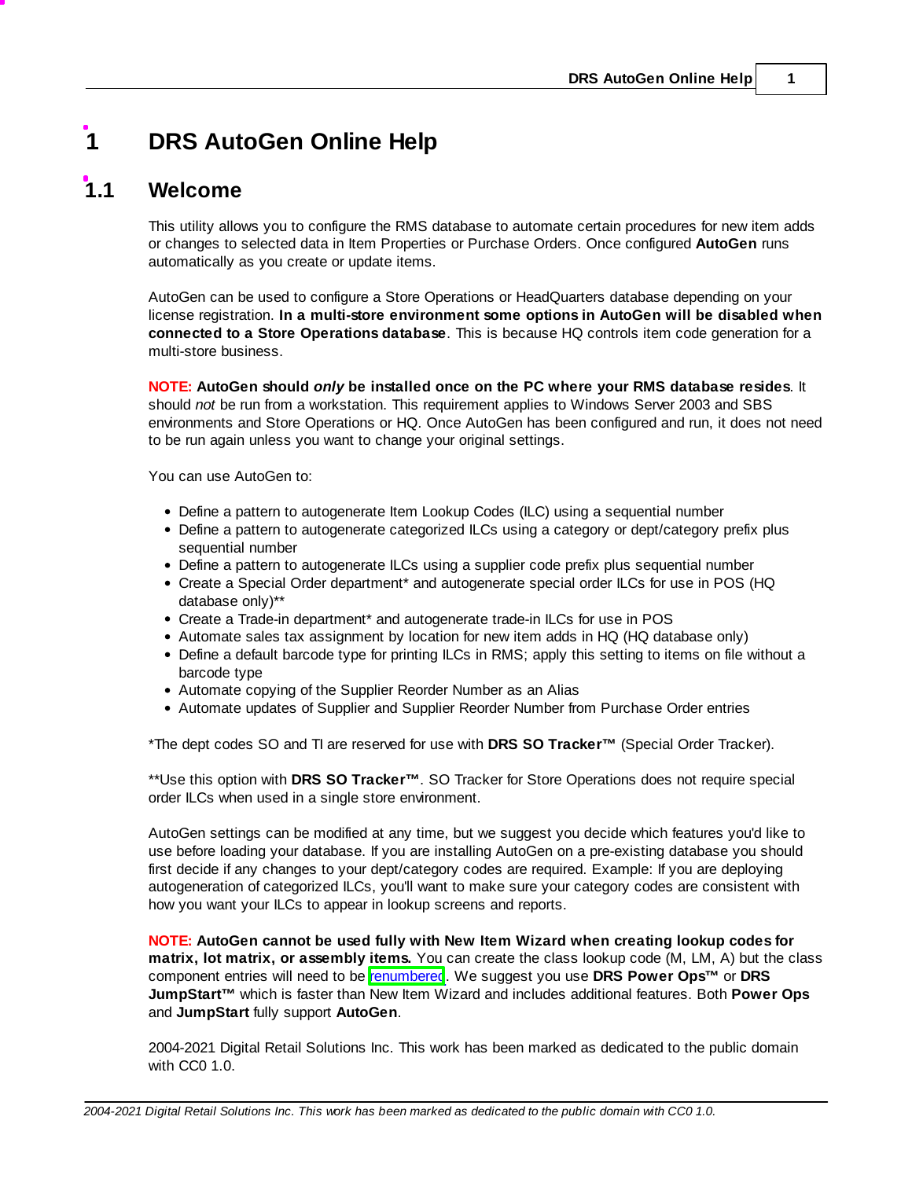# 1 DRS AutoGen Online Help

## 1.1 Welcome

This utility allows you to configure the RMS database to automate certain procedures for new item adds or changes to selected data in Item Properties or Purchase Orders. Once configured **AutoGen** runs automatically as you create or update items.

AutoGen can be used to configure a Store Operations or HeadQuarters database depending on your license registration. **In a multi-store environment some options in AutoGen will be disabled when connected to a Store Operations database**. This is because HQ controls item code generation for a multi-store business.

**NOTE: AutoGen should *only* be installed once on the PC where your RMS database resides**. It should *not* be run from a workstation. This requirement applies to Windows Server 2003 and SBS environments and Store Operations or HQ. Once AutoGen has been configured and run, it does not need to be run again unless you want to change your original settings.

You can use AutoGen to:

- Define a pattern to autogenerate Item Lookup Codes (ILC) using a sequential number
- Define a pattern to autogenerate categorized ILCs using a category or dept/category prefix plus sequential number
- Define a pattern to autogenerate ILCs using a supplier code prefix plus sequential number
- Create a Special Order department* and autogenerate special order ILCs for use in POS (HQ database only)**
- Create a Trade-in department* and autogenerate trade-in ILCs for use in POS
- Automate sales tax assignment by location for new item adds in HQ (HQ database only)
- Define a default barcode type for printing ILCs in RMS; apply this setting to items on file without a barcode type
- Automate copying of the Supplier Reorder Number as an Alias
- Automate updates of Supplier and Supplier Reorder Number from Purchase Order entries

*The dept codes SO and TI are reserved for use with **DRS SO Tracker™** (Special Order Tracker).

**Use this option with **DRS SO Tracker™**. SO Tracker for Store Operations does not require special order ILCs when used in a single store environment.

AutoGen settings can be modified at any time, but we suggest you decide which features you'd like to use before loading your database. If you are installing AutoGen on a pre-existing database you should first decide if any changes to your dept/category codes are required. Example: If you are deploying autogeneration of categorized ILCs, you'll want to make sure your category codes are consistent with how you want your ILCs to appear in lookup screens and reports.

**NOTE: AutoGen cannot be used fully with New Item Wizard when creating lookup codes for matrix, lot matrix, or assembly items.** You can create the class lookup code (M, LM, A) but the class component entries will need to be renumbered. We suggest you use **DRS Power Ops™** or **DRS JumpStart™** which is faster than New Item Wizard and includes additional features. Both **Power Ops** and **JumpStart** fully support **AutoGen**.

2004-2021 Digital Retail Solutions Inc. This work has been marked as dedicated to the public domain with CC0 1.0.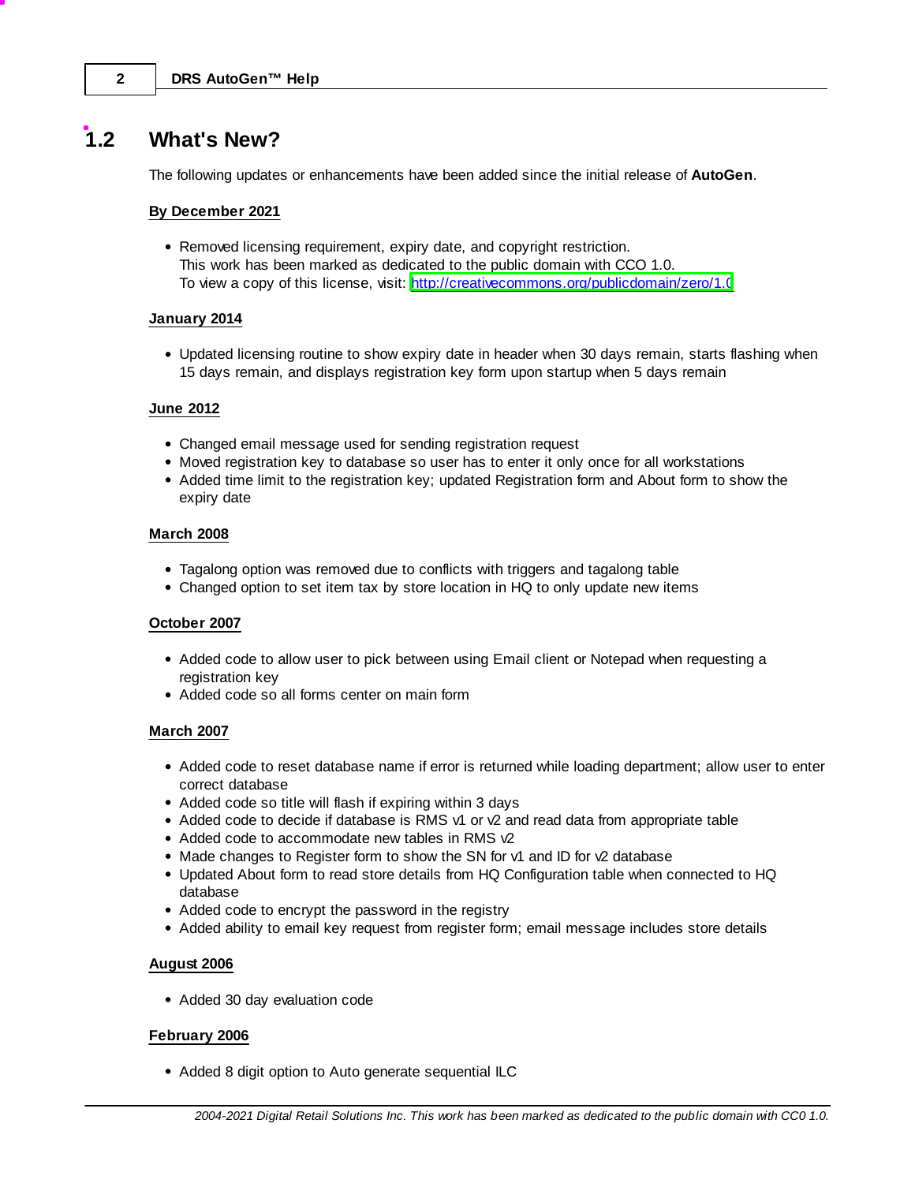## 1.2 What's New?

The following updates or enhancements have been added since the initial release of **AutoGen**.

**By December 2021**

- Removed licensing requirement, expiry date, and copyright restriction.
  This work has been marked as dedicated to the public domain with CCO 1.0.
  To view a copy of this license, visit: http://creativecommons.org/publicdomain/zero/1.0

**January 2014**

- Updated licensing routine to show expiry date in header when 30 days remain, starts flashing when 15 days remain, and displays registration key form upon startup when 5 days remain

**June 2012**

- Changed email message used for sending registration request
- Moved registration key to database so user has to enter it only once for all workstations
- Added time limit to the registration key; updated Registration form and About form to show the expiry date

**March 2008**

- Tagalong option was removed due to conflicts with triggers and tagalong table
- Changed option to set item tax by store location in HQ to only update new items

**October 2007**

- Added code to allow user to pick between using Email client or Notepad when requesting a registration key
- Added code so all forms center on main form

**March 2007**

- Added code to reset database name if error is returned while loading department; allow user to enter correct database
- Added code so title will flash if expiring within 3 days
- Added code to decide if database is RMS v1 or v2 and read data from appropriate table
- Added code to accommodate new tables in RMS v2
- Made changes to Register form to show the SN for v1 and ID for v2 database
- Updated About form to read store details from HQ Configuration table when connected to HQ database
- Added code to encrypt the password in the registry
- Added ability to email key request from register form; email message includes store details

**August 2006**

- Added 30 day evaluation code

**February 2006**

- Added 8 digit option to Auto generate sequential ILC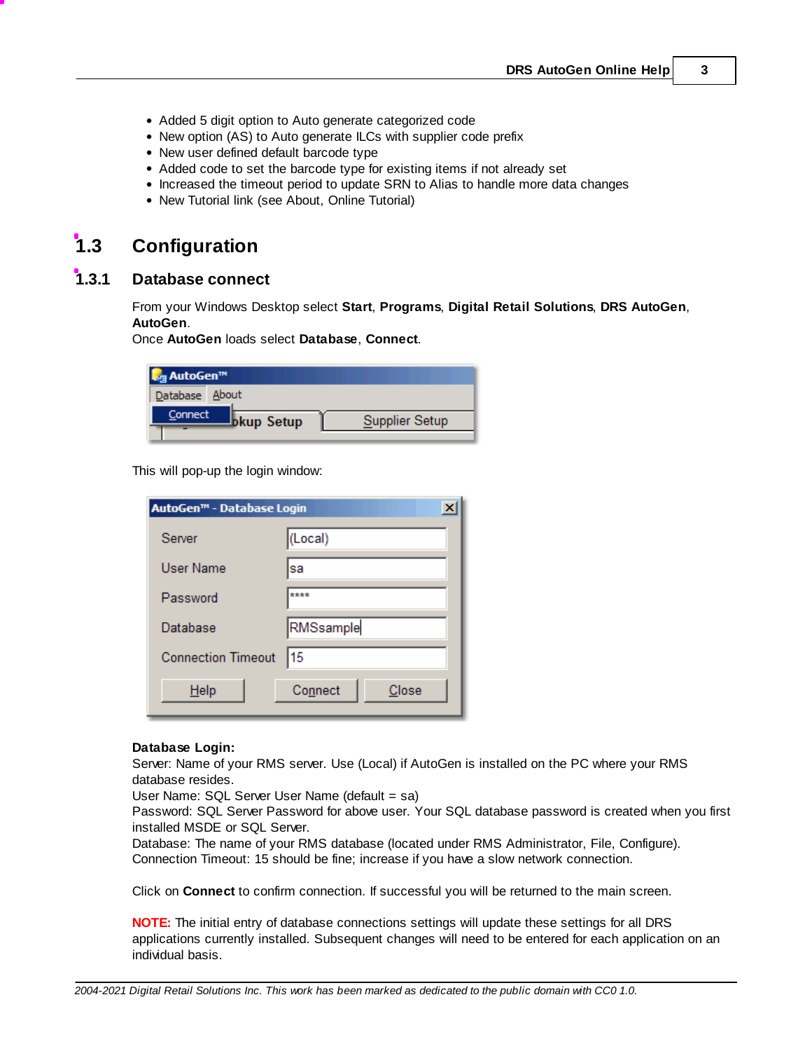- Added 5 digit option to Auto generate categorized code
- New option (AS) to Auto generate ILCs with supplier code prefix
- New user defined default barcode type
- Added code to set the barcode type for existing items if not already set
- Increased the timeout period to update SRN to Alias to handle more data changes
- New Tutorial link (see About, Online Tutorial)

# 1.3 Configuration

## 1.3.1 Database connect

From your Windows Desktop select **Start**, **Programs**, **Digital Retail Solutions**, **DRS AutoGen**, **AutoGen**.
Once **AutoGen** loads select **Database**, **Connect**.

This will pop-up the login window:

**Database Login:**
Server: Name of your RMS server. Use (Local) if AutoGen is installed on the PC where your RMS database resides.
User Name: SQL Server User Name (default = sa)
Password: SQL Server Password for above user. Your SQL database password is created when you first installed MSDE or SQL Server.
Database: The name of your RMS database (located under RMS Administrator, File, Configure).
Connection Timeout: 15 should be fine; increase if you have a slow network connection.

Click on **Connect** to confirm connection. If successful you will be returned to the main screen.

**NOTE:** The initial entry of database connections settings will update these settings for all DRS applications currently installed. Subsequent changes will need to be entered for each application on an individual basis.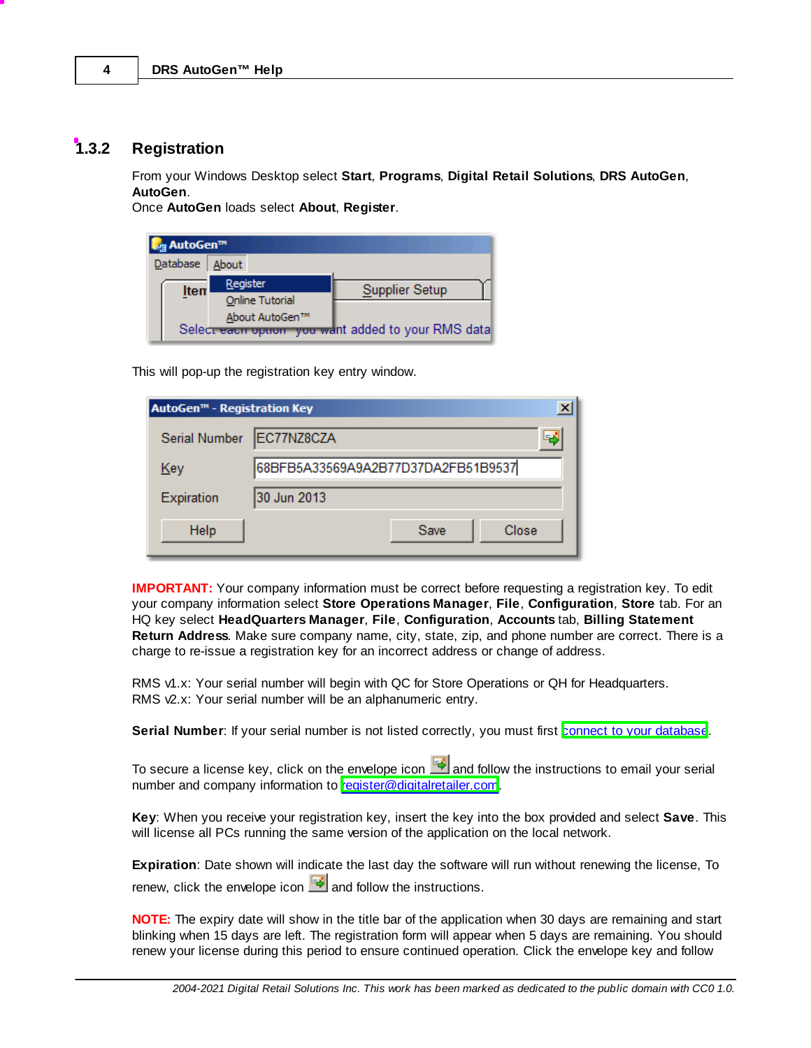## 1.3.2 Registration

From your Windows Desktop select **Start**, **Programs**, **Digital Retail Solutions**, **DRS AutoGen**, **AutoGen**.
Once **AutoGen** loads select **About**, **Register**.

This will pop-up the registration key entry window.

**IMPORTANT:** Your company information must be correct before requesting a registration key. To edit your company information select **Store Operations Manager**, **File**, **Configuration**, **Store** tab. For an HQ key select **HeadQuarters Manager**, **File**, **Configuration**, **Accounts** tab, **Billing Statement Return Address**. Make sure company name, city, state, zip, and phone number are correct. There is a charge to re-issue a registration key for an incorrect address or change of address.

RMS v1.x: Your serial number will begin with QC for Store Operations or QH for Headquarters.
RMS v2.x: Your serial number will be an alphanumeric entry.

**Serial Number**: If your serial number is not listed correctly, you must first connect to your database.

To secure a license key, click on the envelope icon and follow the instructions to email your serial number and company information to register@digitalretailer.com.

**Key**: When you receive your registration key, insert the key into the box provided and select **Save**. This will license all PCs running the same version of the application on the local network.

**Expiration**: Date shown will indicate the last day the software will run without renewing the license, To renew, click the envelope icon and follow the instructions.

**NOTE:** The expiry date will show in the title bar of the application when 30 days are remaining and start blinking when 15 days are left. The registration form will appear when 5 days are remaining. You should renew your license during this period to ensure continued operation. Click the envelope key and follow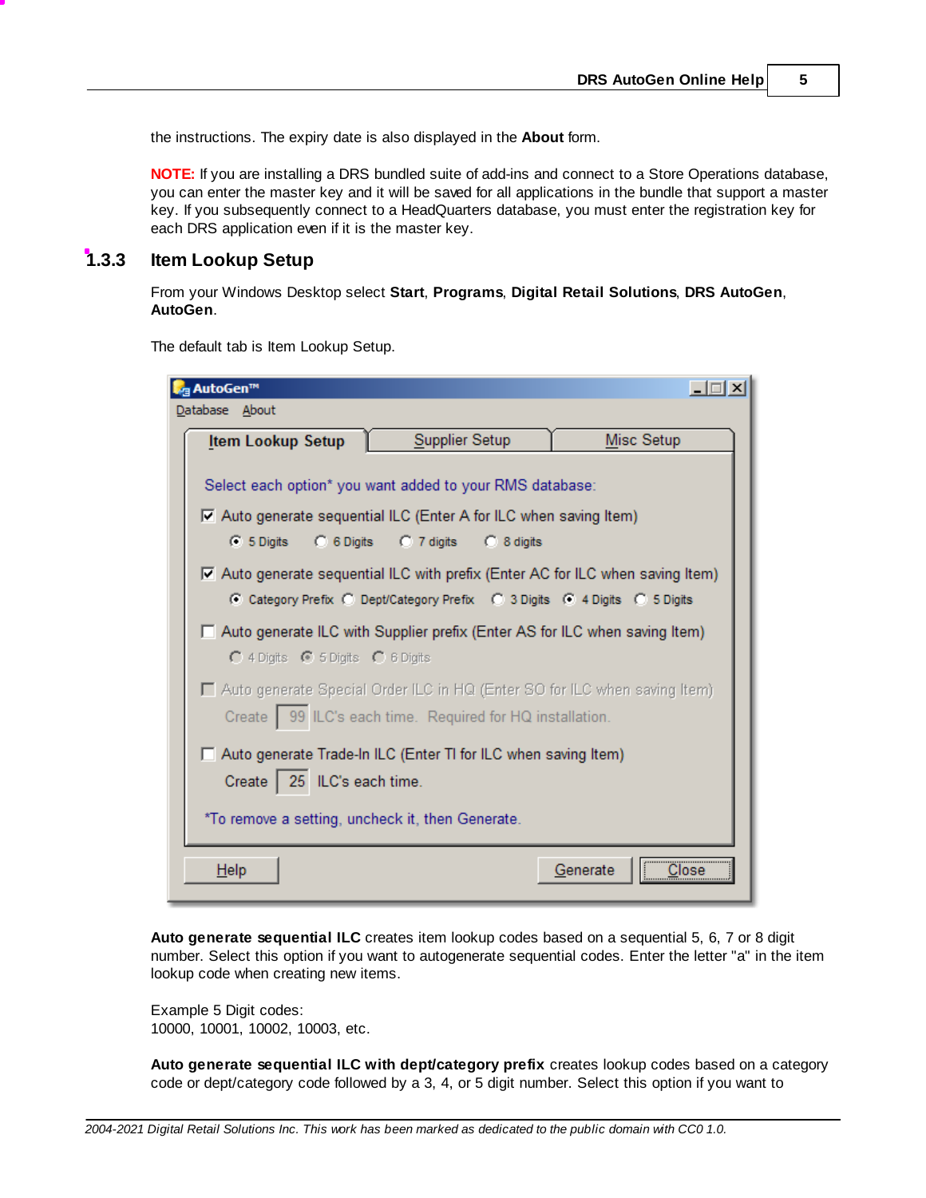the instructions. The expiry date is also displayed in the **About** form.

**NOTE:** If you are installing a DRS bundled suite of add-ins and connect to a Store Operations database, you can enter the master key and it will be saved for all applications in the bundle that support a master key. If you subsequently connect to a HeadQuarters database, you must enter the registration key for each DRS application even if it is the master key.

### 1.3.3 Item Lookup Setup

From your Windows Desktop select **Start**, **Programs**, **Digital Retail Solutions**, **DRS AutoGen**, **AutoGen**.

The default tab is Item Lookup Setup.

**Auto generate sequential ILC** creates item lookup codes based on a sequential 5, 6, 7 or 8 digit number. Select this option if you want to autogenerate sequential codes. Enter the letter "a" in the item lookup code when creating new items.

Example 5 Digit codes:
10000, 10001, 10002, 10003, etc.

**Auto generate sequential ILC with dept/category prefix** creates lookup codes based on a category code or dept/category code followed by a 3, 4, or 5 digit number. Select this option if you want to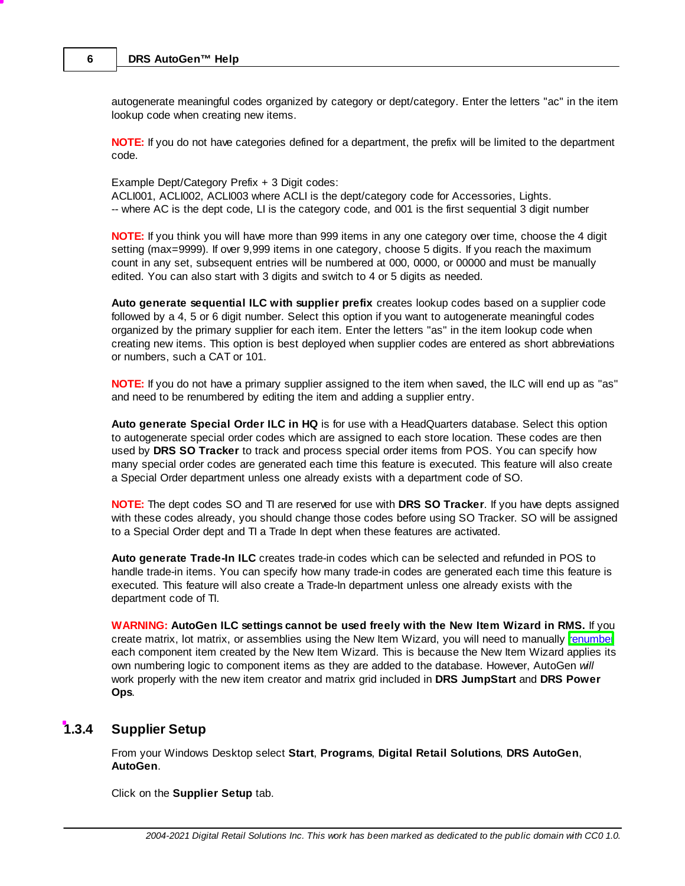autogenerate meaningful codes organized by category or dept/category. Enter the letters "ac" in the item lookup code when creating new items.

**NOTE:** If you do not have categories defined for a department, the prefix will be limited to the department code.

Example Dept/Category Prefix + 3 Digit codes:
ACLI001, ACLI002, ACLI003 where ACLI is the dept/category code for Accessories, Lights.
-- where AC is the dept code, LI is the category code, and 001 is the first sequential 3 digit number

**NOTE:** If you think you will have more than 999 items in any one category over time, choose the 4 digit setting (max=9999). If over 9,999 items in one category, choose 5 digits. If you reach the maximum count in any set, subsequent entries will be numbered at 000, 0000, or 00000 and must be manually edited. You can also start with 3 digits and switch to 4 or 5 digits as needed.

**Auto generate sequential ILC with supplier prefix** creates lookup codes based on a supplier code followed by a 4, 5 or 6 digit number. Select this option if you want to autogenerate meaningful codes organized by the primary supplier for each item. Enter the letters "as" in the item lookup code when creating new items. This option is best deployed when supplier codes are entered as short abbreviations or numbers, such a CAT or 101.

**NOTE:** If you do not have a primary supplier assigned to the item when saved, the ILC will end up as "as" and need to be renumbered by editing the item and adding a supplier entry.

**Auto generate Special Order ILC in HQ** is for use with a HeadQuarters database. Select this option to autogenerate special order codes which are assigned to each store location. These codes are then used by **DRS SO Tracker** to track and process special order items from POS. You can specify how many special order codes are generated each time this feature is executed. This feature will also create a Special Order department unless one already exists with a department code of SO.

**NOTE:** The dept codes SO and TI are reserved for use with **DRS SO Tracker**. If you have depts assigned with these codes already, you should change those codes before using SO Tracker. SO will be assigned to a Special Order dept and TI a Trade In dept when these features are activated.

**Auto generate Trade-In ILC** creates trade-in codes which can be selected and refunded in POS to handle trade-in items. You can specify how many trade-in codes are generated each time this feature is executed. This feature will also create a Trade-In department unless one already exists with the department code of TI.

**WARNING: AutoGen ILC settings cannot be used freely with the New Item Wizard in RMS.** If you create matrix, lot matrix, or assemblies using the New Item Wizard, you will need to manually renumber each component item created by the New Item Wizard. This is because the New Item Wizard applies its own numbering logic to component items as they are added to the database. However, AutoGen *will* work properly with the new item creator and matrix grid included in **DRS JumpStart** and **DRS Power Ops**.

### 1.3.4 Supplier Setup

From your Windows Desktop select **Start**, **Programs**, **Digital Retail Solutions**, **DRS AutoGen**, **AutoGen**.

Click on the **Supplier Setup** tab.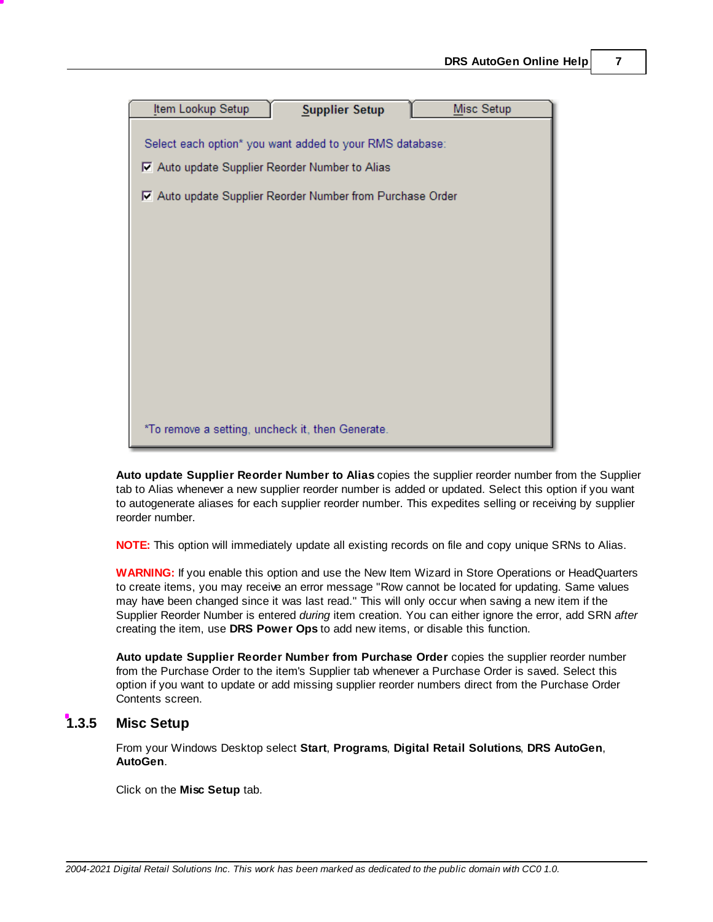**Auto update Supplier Reorder Number to Alias** copies the supplier reorder number from the Supplier tab to Alias whenever a new supplier reorder number is added or updated. Select this option if you want to autogenerate aliases for each supplier reorder number. This expedites selling or receiving by supplier reorder number.

**NOTE:** This option will immediately update all existing records on file and copy unique SRNs to Alias.

**WARNING:** If you enable this option and use the New Item Wizard in Store Operations or HeadQuarters to create items, you may receive an error message "Row cannot be located for updating. Same values may have been changed since it was last read." This will only occur when saving a new item if the Supplier Reorder Number is entered *during* item creation. You can either ignore the error, add SRN *after* creating the item, use **DRS Power Ops** to add new items, or disable this function.

**Auto update Supplier Reorder Number from Purchase Order** copies the supplier reorder number from the Purchase Order to the item's Supplier tab whenever a Purchase Order is saved. Select this option if you want to update or add missing supplier reorder numbers direct from the Purchase Order Contents screen.

### 1.3.5 Misc Setup

From your Windows Desktop select **Start**, **Programs**, **Digital Retail Solutions**, **DRS AutoGen**, **AutoGen**.

Click on the **Misc Setup** tab.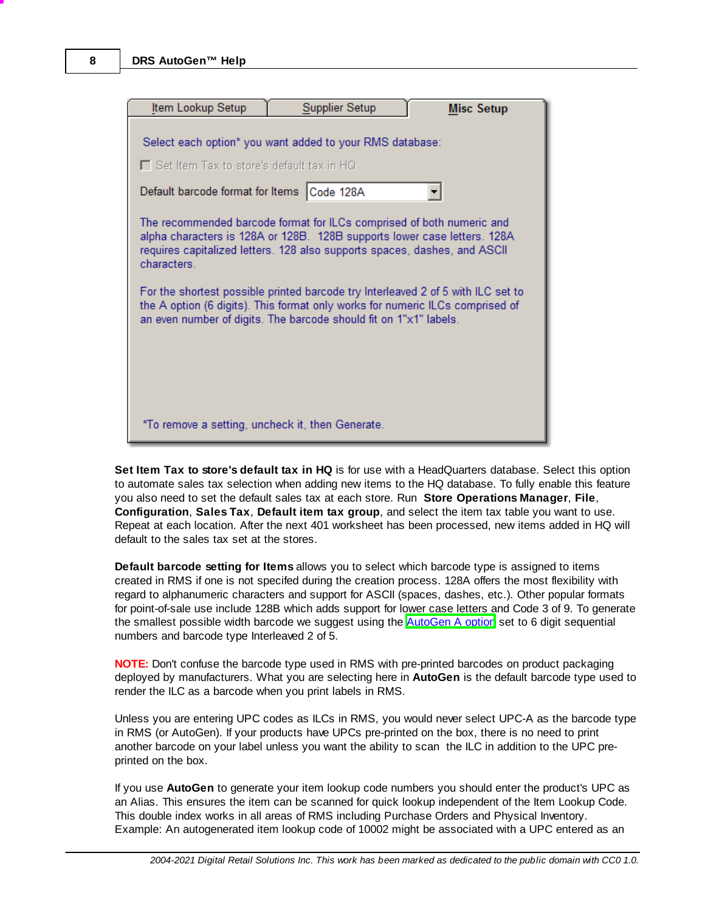Set Item Tax to store's default tax in HQ is for use with a HeadQuarters database. Select this option to automate sales tax selection when adding new items to the HQ database. To fully enable this feature you also need to set the default sales tax at each store. Run **Store Operations Manager**, **File**, **Configuration**, **Sales Tax**, **Default item tax group**, and select the item tax table you want to use. Repeat at each location. After the next 401 worksheet has been processed, new items added in HQ will default to the sales tax set at the stores.

**Default barcode setting for Items** allows you to select which barcode type is assigned to items created in RMS if one is not specifed during the creation process. 128A offers the most flexibility with regard to alphanumeric characters and support for ASCII (spaces, dashes, etc.). Other popular formats for point-of-sale use include 128B which adds support for lower case letters and Code 3 of 9. To generate the smallest possible width barcode we suggest using the AutoGen A option set to 6 digit sequential numbers and barcode type Interleaved 2 of 5.

**NOTE:** Don't confuse the barcode type used in RMS with pre-printed barcodes on product packaging deployed by manufacturers. What you are selecting here in **AutoGen** is the default barcode type used to render the ILC as a barcode when you print labels in RMS.

Unless you are entering UPC codes as ILCs in RMS, you would never select UPC-A as the barcode type in RMS (or AutoGen). If your products have UPCs pre-printed on the box, there is no need to print another barcode on your label unless you want the ability to scan the ILC in addition to the UPC pre-printed on the box.

If you use **AutoGen** to generate your item lookup code numbers you should enter the product's UPC as an Alias. This ensures the item can be scanned for quick lookup independent of the Item Lookup Code. This double index works in all areas of RMS including Purchase Orders and Physical Inventory. Example: An autogenerated item lookup code of 10002 might be associated with a UPC entered as an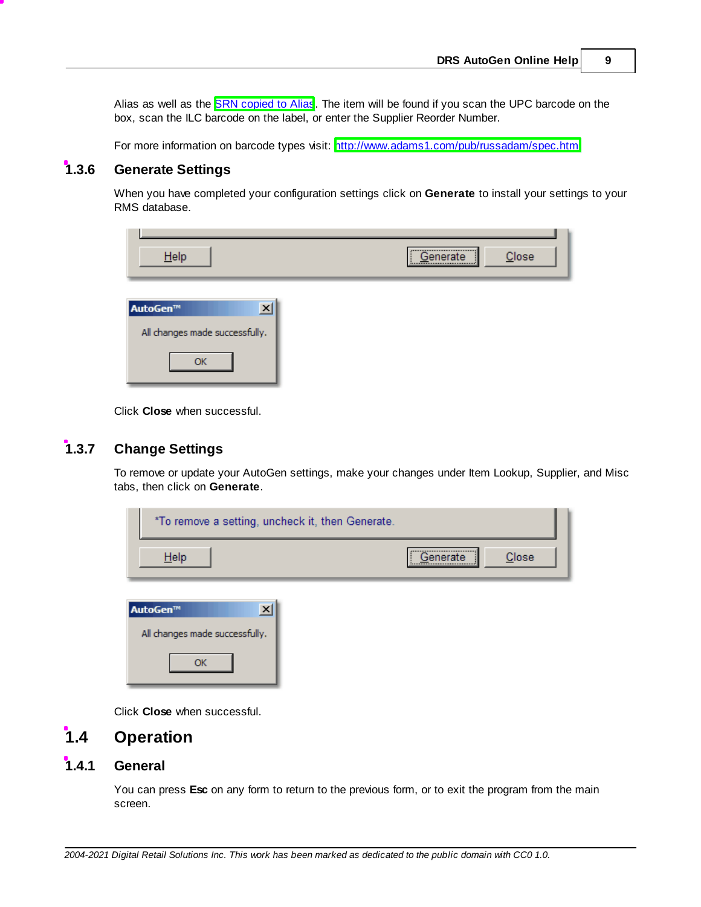Alias as well as the SRN copied to Alias. The item will be found if you scan the UPC barcode on the box, scan the ILC barcode on the label, or enter the Supplier Reorder Number.

For more information on barcode types visit: http://www.adams1.com/pub/russadam/spec.htm

### 1.3.6 Generate Settings

When you have completed your configuration settings click on **Generate** to install your settings to your RMS database.

Click **Close** when successful.

### 1.3.7 Change Settings

To remove or update your AutoGen settings, make your changes under Item Lookup, Supplier, and Misc tabs, then click on **Generate**.

Click **Close** when successful.

## 1.4 Operation

### 1.4.1 General

You can press **Esc** on any form to return to the previous form, or to exit the program from the main screen.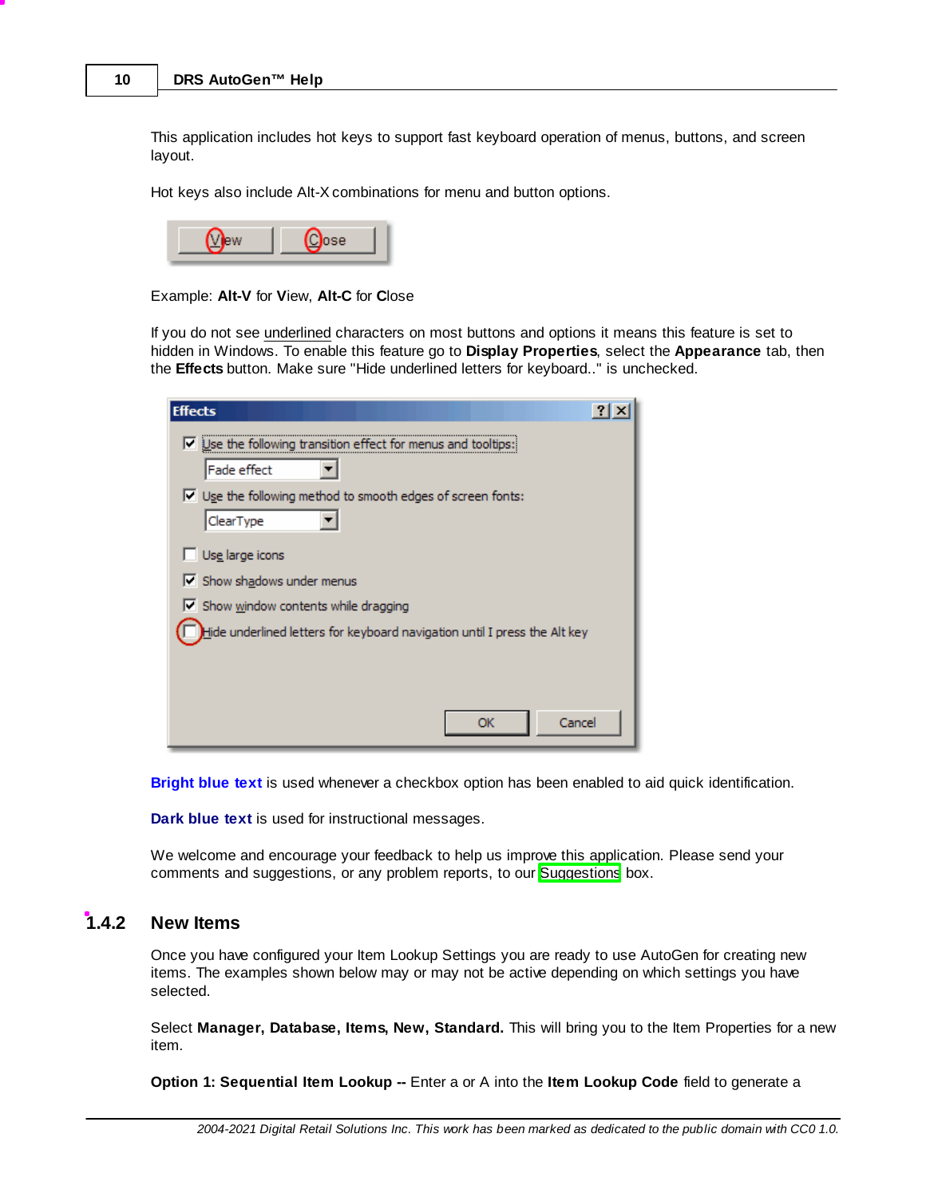This application includes hot keys to support fast keyboard operation of menus, buttons, and screen layout.

Hot keys also include Alt-X combinations for menu and button options.

Example: **Alt-V** for **V**iew, **Alt-C** for **C**lose

If you do not see underlined characters on most buttons and options it means this feature is set to hidden in Windows. To enable this feature go to **Display Properties**, select the **Appearance** tab, then the **Effects** button. Make sure "Hide underlined letters for keyboard.." is unchecked.

**Bright blue text** is used whenever a checkbox option has been enabled to aid quick identification.

**Dark blue text** is used for instructional messages.

We welcome and encourage your feedback to help us improve this application. Please send your comments and suggestions, or any problem reports, to our Suggestions box.

## 1.4.2 New Items

Once you have configured your Item Lookup Settings you are ready to use AutoGen for creating new items. The examples shown below may or may not be active depending on which settings you have selected.

Select **Manager, Database, Items, New, Standard.** This will bring you to the Item Properties for a new item.

**Option 1: Sequential Item Lookup --** Enter a or A into the **Item Lookup Code** field to generate a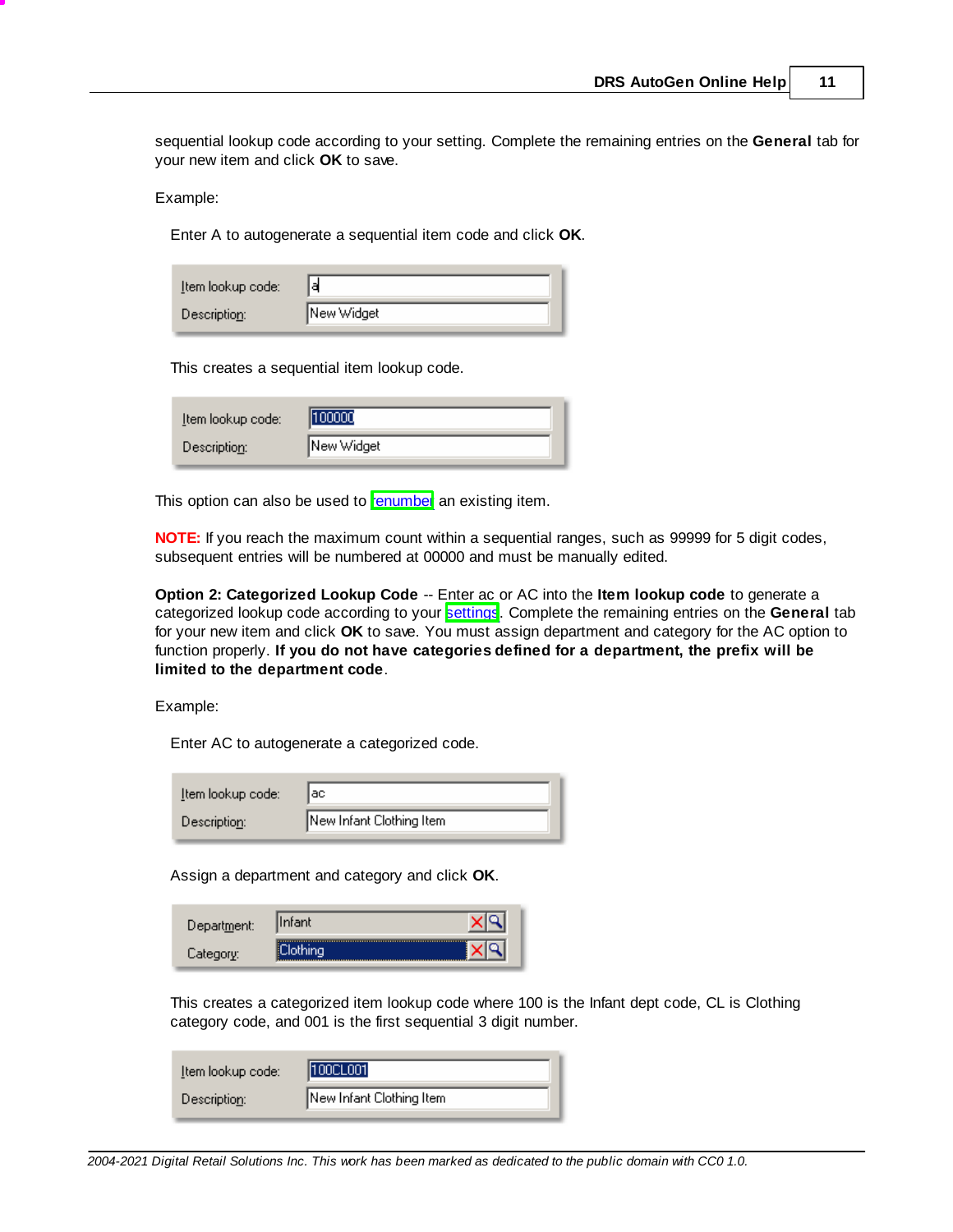sequential lookup code according to your setting. Complete the remaining entries on the **General** tab for your new item and click **OK** to save.

Example:

Enter A to autogenerate a sequential item code and click **OK**.

| Item lookup code: | a |
|---|---|
| Description: | New Widget |

This creates a sequential item lookup code.

| Item lookup code: | 100000 |
|---|---|
| Description: | New Widget |

This option can also be used to renumber an existing item.

**NOTE:** If you reach the maximum count within a sequential ranges, such as 99999 for 5 digit codes, subsequent entries will be numbered at 00000 and must be manually edited.

**Option 2: Categorized Lookup Code** -- Enter ac or AC into the **Item lookup code** to generate a categorized lookup code according to your settings. Complete the remaining entries on the **General** tab for your new item and click **OK** to save. You must assign department and category for the AC option to function properly. **If you do not have categories defined for a department, the prefix will be limited to the department code**.

Example:

Enter AC to autogenerate a categorized code.

| Item lookup code: | ac |
|---|---|
| Description: | New Infant Clothing Item |

Assign a department and category and click **OK**.

| Department: | Infant |
|---|---|
| Category: | Clothing |

This creates a categorized item lookup code where 100 is the Infant dept code, CL is Clothing category code, and 001 is the first sequential 3 digit number.

| Item lookup code: | 100CL001 |
|---|---|
| Description: | New Infant Clothing Item |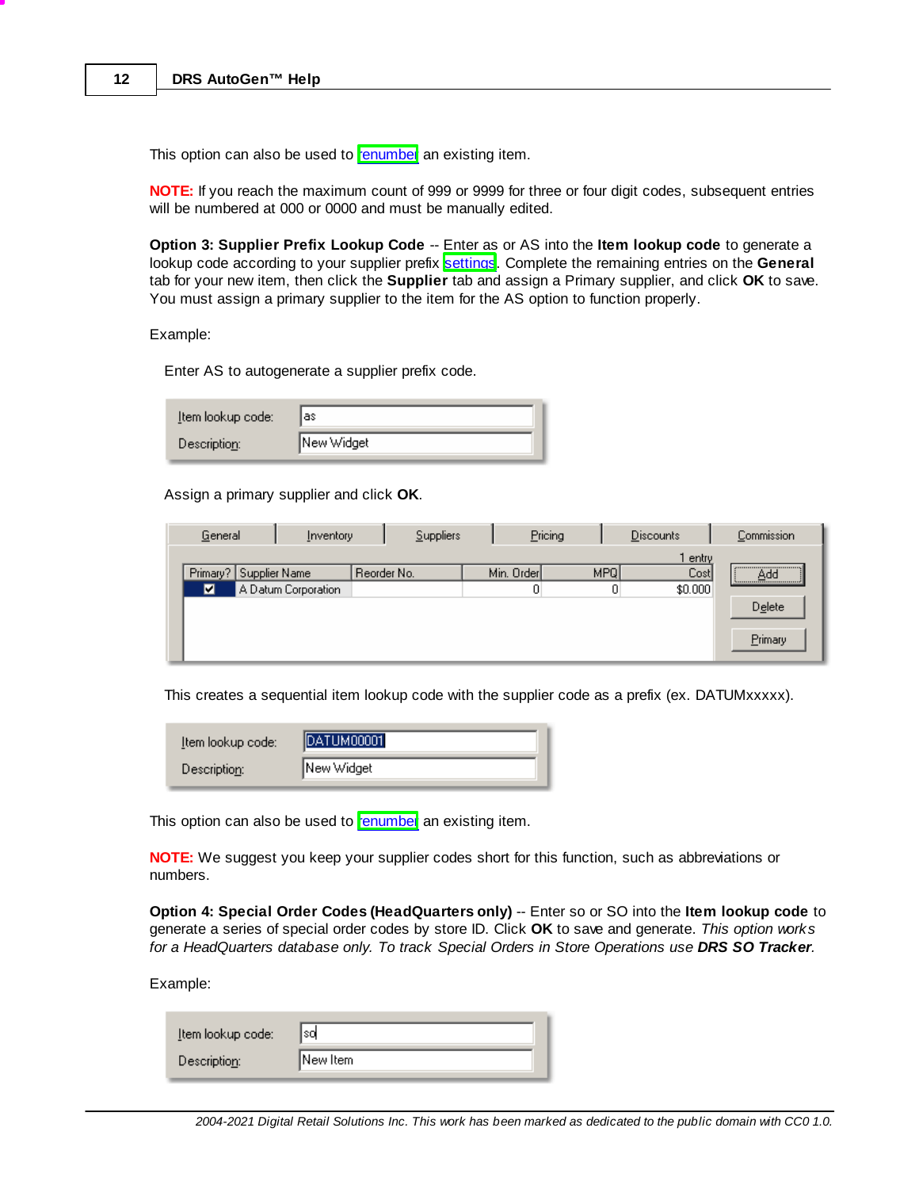This option can also be used to renumber an existing item.

**NOTE:** If you reach the maximum count of 999 or 9999 for three or four digit codes, subsequent entries will be numbered at 000 or 0000 and must be manually edited.

**Option 3: Supplier Prefix Lookup Code** -- Enter as or AS into the **Item lookup code** to generate a lookup code according to your supplier prefix settings. Complete the remaining entries on the **General** tab for your new item, then click the **Supplier** tab and assign a Primary supplier, and click **OK** to save. You must assign a primary supplier to the item for the AS option to function properly.

Example:

Enter AS to autogenerate a supplier prefix code.

| Item lookup code: | as |
|---|---|
| Description: | New Widget |

Assign a primary supplier and click **OK**.

General | Inventory | Suppliers | Pricing | Discounts | Commission

1 entry

| Primary? | Supplier Name | Reorder No. | Min. Order | MPQ | Cost |
|---|---|---|---|---|---|
| ☑ | A Datum Corporation | | 0 | 0 | $0.000 |

Add | Delete | Primary

This creates a sequential item lookup code with the supplier code as a prefix (ex. DATUMxxxxx).

| Item lookup code: | DATUM00001 |
|---|---|
| Description: | New Widget |

This option can also be used to renumber an existing item.

**NOTE:** We suggest you keep your supplier codes short for this function, such as abbreviations or numbers.

**Option 4: Special Order Codes (HeadQuarters only)** -- Enter so or SO into the **Item lookup code** to generate a series of special order codes by store ID. Click **OK** to save and generate. *This option works for a HeadQuarters database only. To track Special Orders in Store Operations use **DRS SO Tracker**.*

Example:

| Item lookup code: | so |
|---|---|
| Description: | New Item |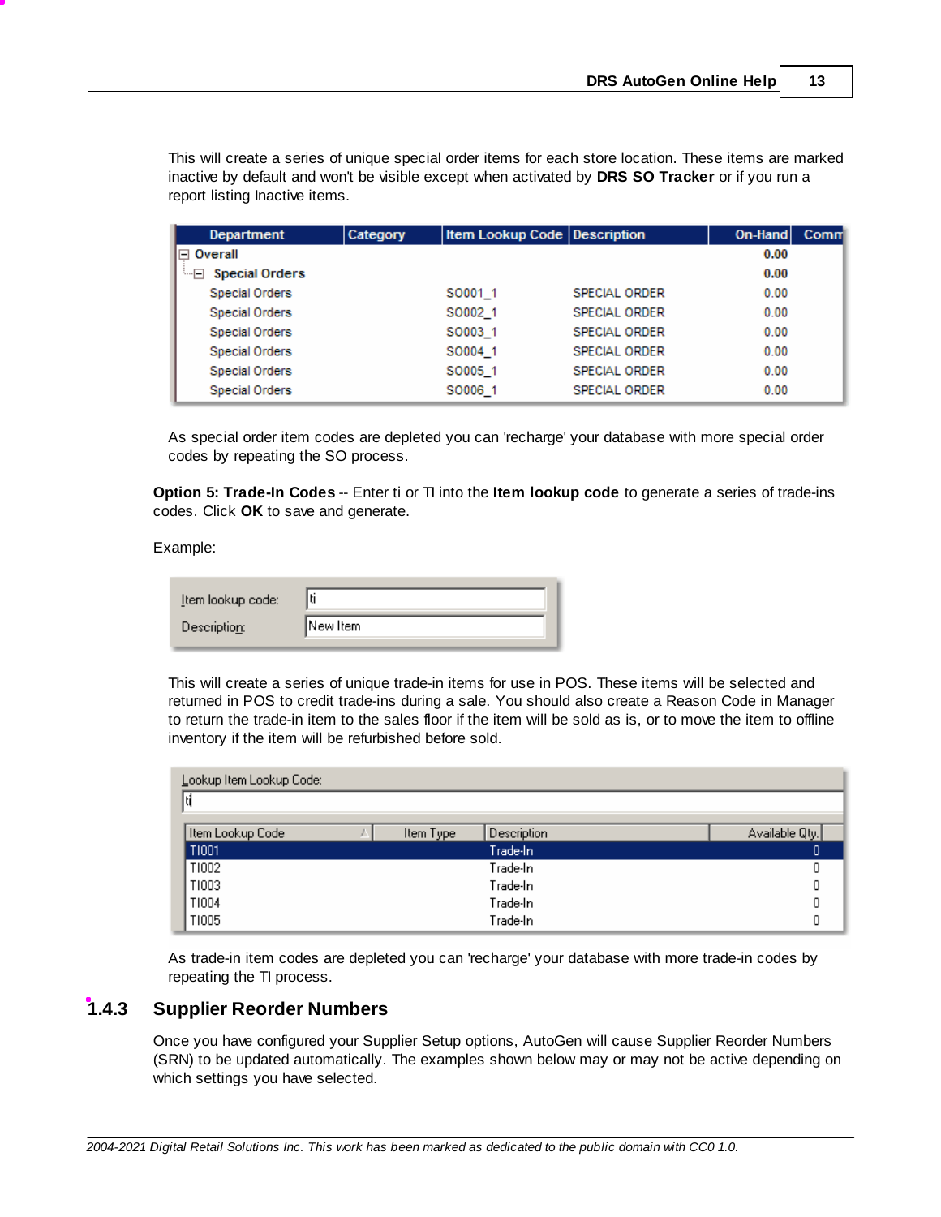This will create a series of unique special order items for each store location. These items are marked inactive by default and won't be visible except when activated by **DRS SO Tracker** or if you run a report listing Inactive items.

| Department | Category | Item Lookup Code | Description | On-Hand | Comm |
|---|---|---|---|---|---|
| ⊟ Overall | | | | 0.00 | |
| ⊟ Special Orders | | | | 0.00 | |
| Special Orders | | SO001_1 | SPECIAL ORDER | 0.00 | |
| Special Orders | | SO002_1 | SPECIAL ORDER | 0.00 | |
| Special Orders | | SO003_1 | SPECIAL ORDER | 0.00 | |
| Special Orders | | SO004_1 | SPECIAL ORDER | 0.00 | |
| Special Orders | | SO005_1 | SPECIAL ORDER | 0.00 | |
| Special Orders | | SO006_1 | SPECIAL ORDER | 0.00 | |

As special order item codes are depleted you can 'recharge' your database with more special order codes by repeating the SO process.

**Option 5: Trade-In Codes** -- Enter ti or TI into the **Item lookup code** to generate a series of trade-ins codes. Click **OK** to save and generate.

Example:

| | |
|---|---|
| Item lookup code: | ti |
| Description: | New Item |

This will create a series of unique trade-in items for use in POS. These items will be selected and returned in POS to credit trade-ins during a sale. You should also create a Reason Code in Manager to return the trade-in item to the sales floor if the item will be sold as is, or to move the item to offline inventory if the item will be refurbished before sold.

Lookup Item Lookup Code:
ti

| Item Lookup Code | Item Type | Description | Available Qty. |
|---|---|---|---|
| TI001 | | Trade-In | 0 |
| TI002 | | Trade-In | 0 |
| TI003 | | Trade-In | 0 |
| TI004 | | Trade-In | 0 |
| TI005 | | Trade-In | 0 |

As trade-in item codes are depleted you can 'recharge' your database with more trade-in codes by repeating the TI process.

### 1.4.3 Supplier Reorder Numbers

Once you have configured your Supplier Setup options, AutoGen will cause Supplier Reorder Numbers (SRN) to be updated automatically. The examples shown below may or may not be active depending on which settings you have selected.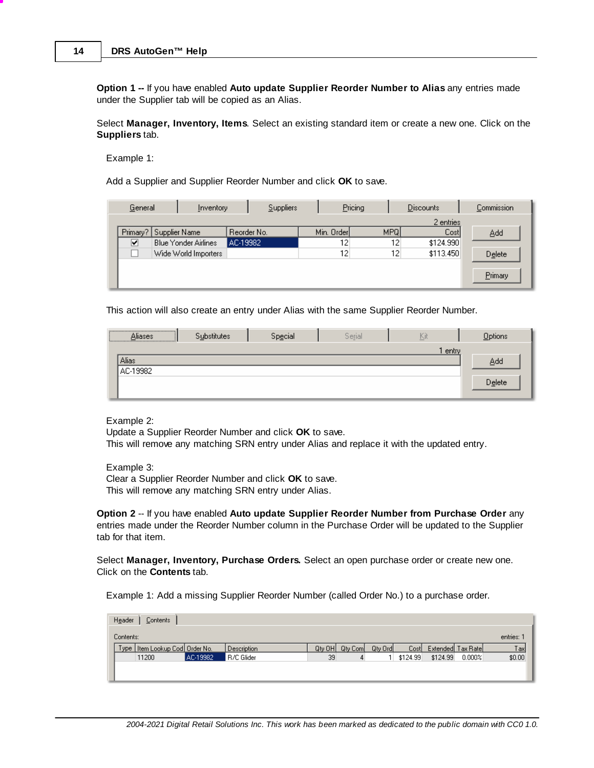**Option 1 --** If you have enabled **Auto update Supplier Reorder Number to Alias** any entries made under the Supplier tab will be copied as an Alias.

Select **Manager, Inventory, Items**. Select an existing standard item or create a new one. Click on the **Suppliers** tab.

Example 1:

Add a Supplier and Supplier Reorder Number and click **OK** to save.

| Primary? | Supplier Name | Reorder No. | Min. Order | MPQ | Cost |
|---|---|---|---|---|---|
| ☑ | Blue Yonder Airlines | AC-19982 | 12 | 12 | $124.990 |
| ☐ | Wide World Importers | | 12 | 12 | $113.450 |

This action will also create an entry under Alias with the same Supplier Reorder Number.

| Alias |
|---|
| AC-19982 |

Example 2:
Update a Supplier Reorder Number and click **OK** to save.
This will remove any matching SRN entry under Alias and replace it with the updated entry.

Example 3:
Clear a Supplier Reorder Number and click **OK** to save.
This will remove any matching SRN entry under Alias.

**Option 2** -- If you have enabled **Auto update Supplier Reorder Number from Purchase Order** any entries made under the Reorder Number column in the Purchase Order will be updated to the Supplier tab for that item.

Select **Manager, Inventory, Purchase Orders.** Select an open purchase order or create new one. Click on the **Contents** tab.

Example 1: Add a missing Supplier Reorder Number (called Order No.) to a purchase order.

| Type | Item Lookup Cod | Order No. | Description | Qty OH | Qty Com | Qty Ord | Cost | Extended | Tax Rate | Tax |
|---|---|---|---|---|---|---|---|---|---|---|
| | 11200 | AC-19982 | R/C Glider | 39 | 4 | 1 | $124.99 | $124.99 | 0.000% | $0.00 |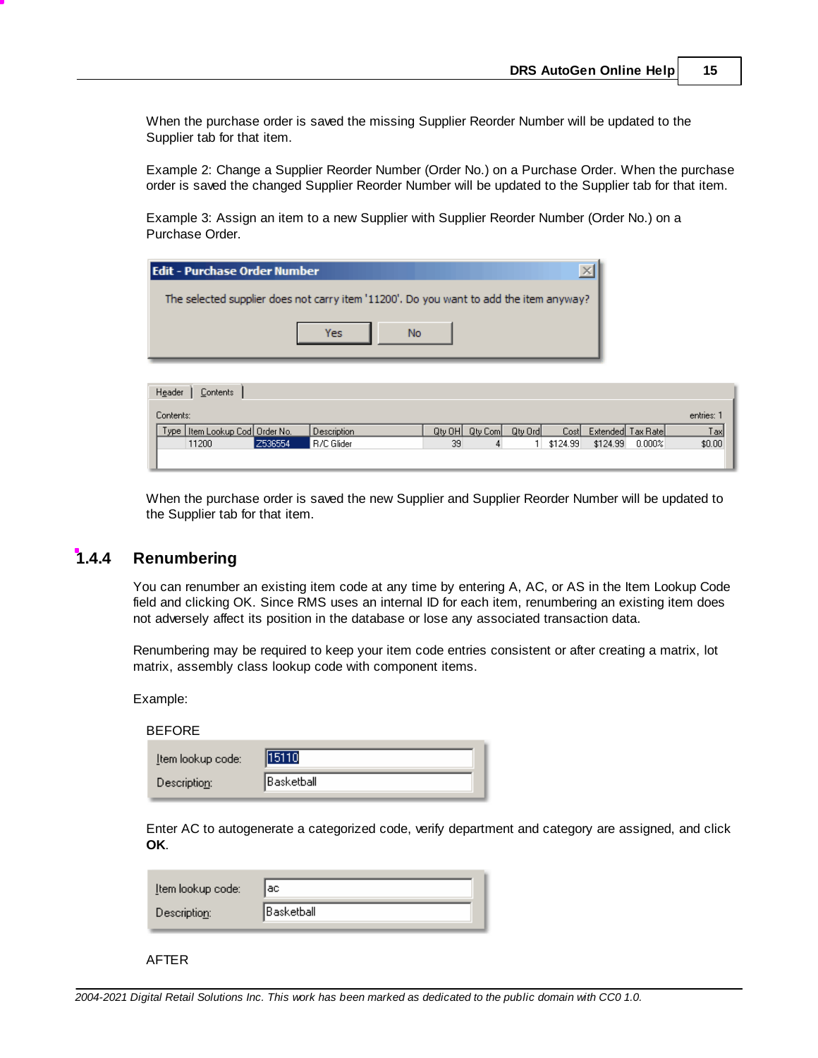When the purchase order is saved the missing Supplier Reorder Number will be updated to the Supplier tab for that item.

Example 2: Change a Supplier Reorder Number (Order No.) on a Purchase Order. When the purchase order is saved the changed Supplier Reorder Number will be updated to the Supplier tab for that item.

Example 3: Assign an item to a new Supplier with Supplier Reorder Number (Order No.) on a Purchase Order.

**Edit - Purchase Order Number**

The selected supplier does not carry item '11200'. Do you want to add the item anyway?

Yes | No

Header | Contents

Contents: entries: 1

| Type | Item Lookup Cod | Order No. | Description | Qty OH | Qty Com | Qty Ord | Cost | Extended | Tax Rate | Tax |
|---|---|---|---|---|---|---|---|---|---|---|
| | 11200 | Z536554 | R/C Glider | 39 | 4 | 1 | $124.99 | $124.99 | 0.000% | $0.00 |

When the purchase order is saved the new Supplier and Supplier Reorder Number will be updated to the Supplier tab for that item.

## 1.4.4 Renumbering

You can renumber an existing item code at any time by entering A, AC, or AS in the Item Lookup Code field and clicking OK. Since RMS uses an internal ID for each item, renumbering an existing item does not adversely affect its position in the database or lose any associated transaction data.

Renumbering may be required to keep your item code entries consistent or after creating a matrix, lot matrix, assembly class lookup code with component items.

Example:

BEFORE

Item lookup code: 15110
Description: Basketball

Enter AC to autogenerate a categorized code, verify department and category are assigned, and click **OK**.

Item lookup code: ac
Description: Basketball

AFTER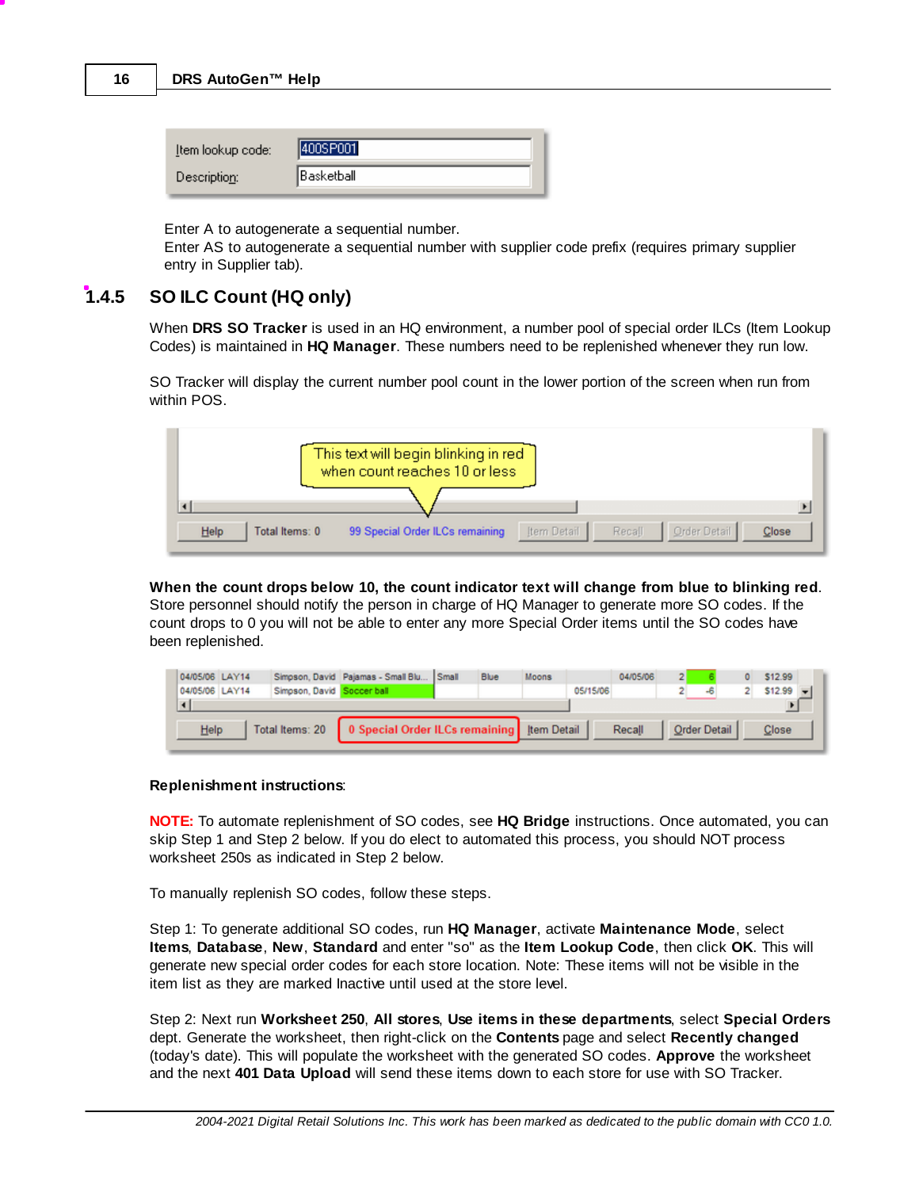Enter A to autogenerate a sequential number.
Enter AS to autogenerate a sequential number with supplier code prefix (requires primary supplier entry in Supplier tab).

### 1.4.5 SO ILC Count (HQ only)

When **DRS SO Tracker** is used in an HQ environment, a number pool of special order ILCs (Item Lookup Codes) is maintained in **HQ Manager**. These numbers need to be replenished whenever they run low.

SO Tracker will display the current number pool count in the lower portion of the screen when run from within POS.

**When the count drops below 10, the count indicator text will change from blue to blinking red**. Store personnel should notify the person in charge of HQ Manager to generate more SO codes. If the count drops to 0 you will not be able to enter any more Special Order items until the SO codes have been replenished.

**Replenishment instructions**:

**NOTE:** To automate replenishment of SO codes, see **HQ Bridge** instructions. Once automated, you can skip Step 1 and Step 2 below. If you do elect to automated this process, you should NOT process worksheet 250s as indicated in Step 2 below.

To manually replenish SO codes, follow these steps.

Step 1: To generate additional SO codes, run **HQ Manager**, activate **Maintenance Mode**, select **Items**, **Database**, **New**, **Standard** and enter "so" as the **Item Lookup Code**, then click **OK**. This will generate new special order codes for each store location. Note: These items will not be visible in the item list as they are marked Inactive until used at the store level.

Step 2: Next run **Worksheet 250**, **All stores**, **Use items in these departments**, select **Special Orders** dept. Generate the worksheet, then right-click on the **Contents** page and select **Recently changed** (today's date). This will populate the worksheet with the generated SO codes. **Approve** the worksheet and the next **401 Data Upload** will send these items down to each store for use with SO Tracker.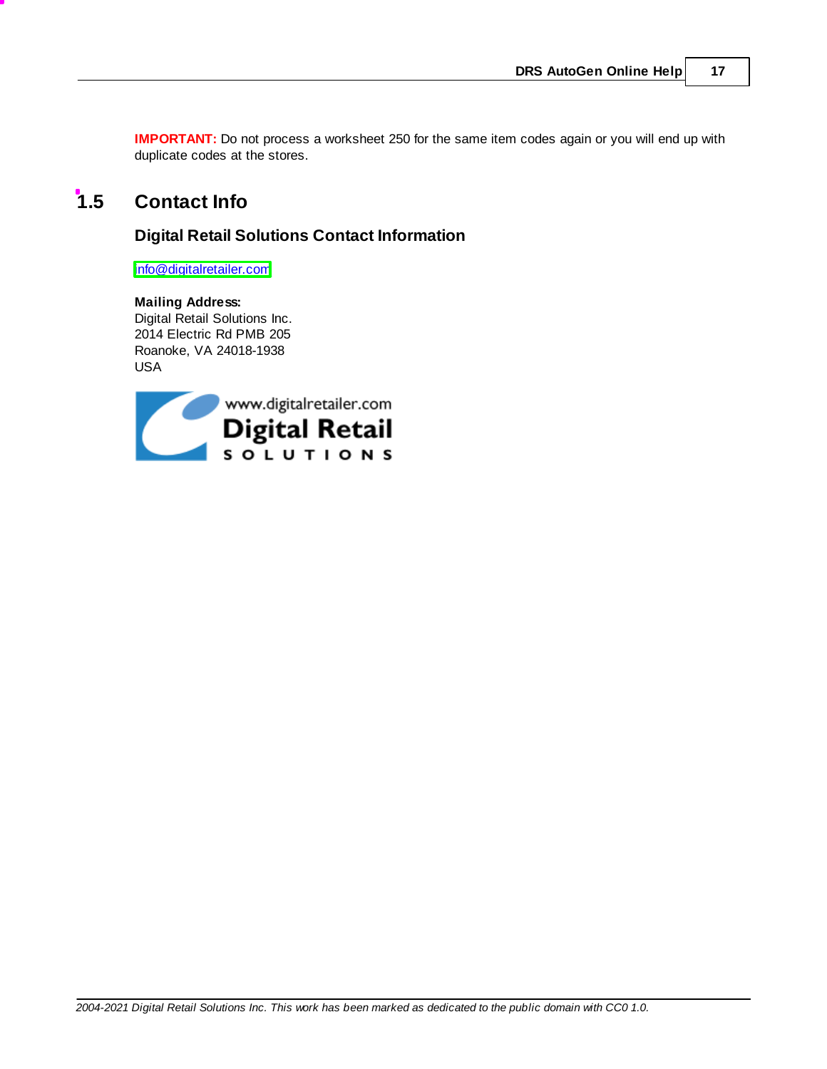**IMPORTANT:** Do not process a worksheet 250 for the same item codes again or you will end up with duplicate codes at the stores.

## 1.5 Contact Info

### Digital Retail Solutions Contact Information

info@digitalretailer.com

**Mailing Address:**
Digital Retail Solutions Inc.
2014 Electric Rd PMB 205
Roanoke, VA 24018-1938
USA

www.digitalretailer.com
Digital Retail
SOLUTIONS

*2004-2021 Digital Retail Solutions Inc. This work has been marked as dedicated to the public domain with CC0 1.0.*